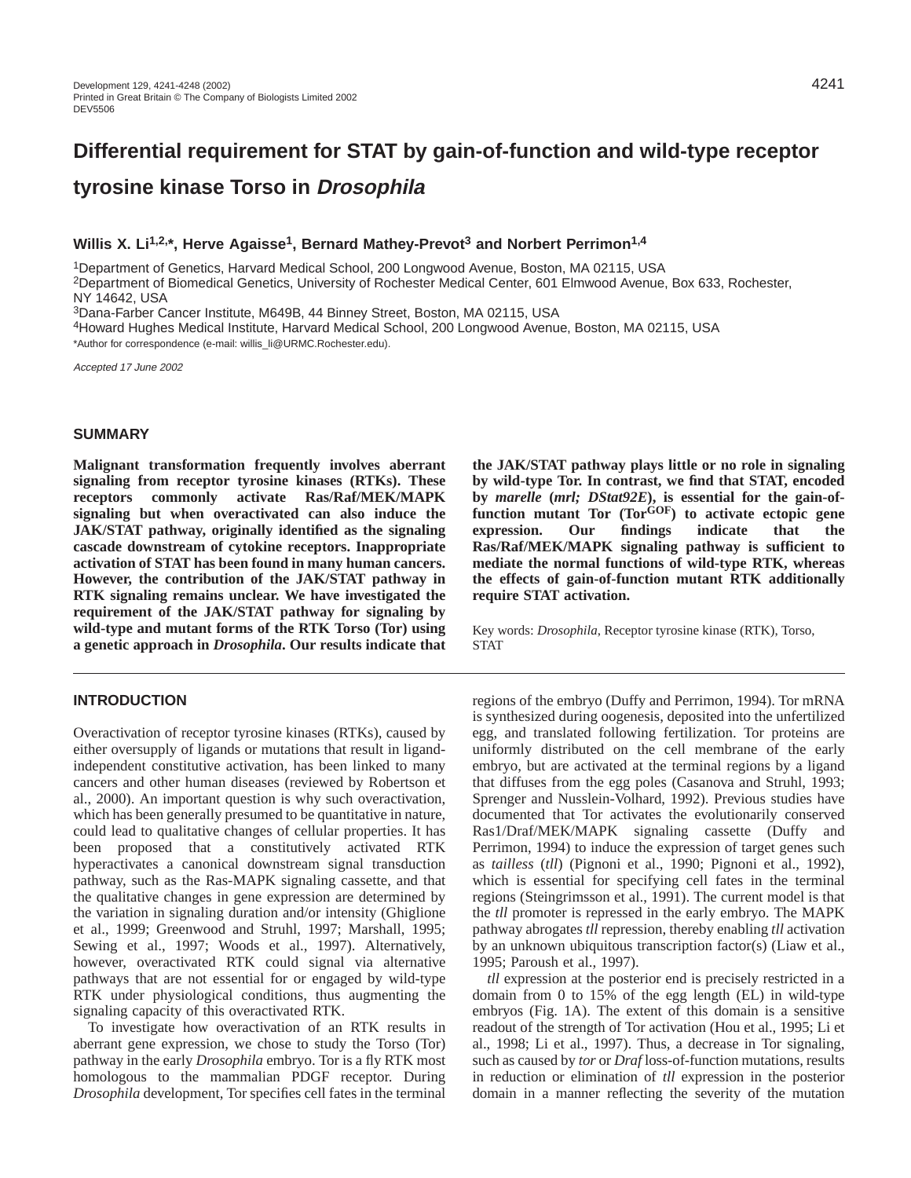# Differential requirement for STAT by gain-of-function and wild-type receptor tyrosine kinase Torso in *Drosophila*

**Willis X. Li[1,2,*], Herve Agaisse[1], Bernard Mathey-Prevot[3] and Norbert Perrimon[1,4]**

[1]Department of Genetics, Harvard Medical School, 200 Longwood Avenue, Boston, MA 02115, USA
[2]Department of Biomedical Genetics, University of Rochester Medical Center, 601 Elmwood Avenue, Box 633, Rochester, NY 14642, USA
[3]Dana-Farber Cancer Institute, M649B, 44 Binney Street, Boston, MA 02115, USA
[4]Howard Hughes Medical Institute, Harvard Medical School, 200 Longwood Avenue, Boston, MA 02115, USA
*Author for correspondence (e-mail: willis_li@URMC.Rochester.edu).

*Accepted 17 June 2002*

## SUMMARY

**Malignant transformation frequently involves aberrant signaling from receptor tyrosine kinases (RTKs). These receptors commonly activate Ras/Raf/MEK/MAPK signaling but when overactivated can also induce the JAK/STAT pathway, originally identified as the signaling cascade downstream of cytokine receptors. Inappropriate activation of STAT has been found in many human cancers. However, the contribution of the JAK/STAT pathway in RTK signaling remains unclear. We have investigated the requirement of the JAK/STAT pathway for signaling by wild-type and mutant forms of the RTK Torso (Tor) using a genetic approach in *Drosophila*. Our results indicate that the JAK/STAT pathway plays little or no role in signaling by wild-type Tor. In contrast, we find that STAT, encoded by *marelle* (*mrl; DStat92E*), is essential for the gain-of-function mutant Tor (Tor$^{GOF}$) to activate ectopic gene expression. Our findings indicate that the Ras/Raf/MEK/MAPK signaling pathway is sufficient to mediate the normal functions of wild-type RTK, whereas the effects of gain-of-function mutant RTK additionally require STAT activation.**

Key words: *Drosophila*, Receptor tyrosine kinase (RTK), Torso, STAT

## INTRODUCTION

Overactivation of receptor tyrosine kinases (RTKs), caused by either oversupply of ligands or mutations that result in ligand-independent constitutive activation, has been linked to many cancers and other human diseases (reviewed by Robertson et al., 2000). An important question is why such overactivation, which has been generally presumed to be quantitative in nature, could lead to qualitative changes of cellular properties. It has been proposed that a constitutively activated RTK hyperactivates a canonical downstream signal transduction pathway, such as the Ras-MAPK signaling cassette, and that the qualitative changes in gene expression are determined by the variation in signaling duration and/or intensity (Ghiglione et al., 1999; Greenwood and Struhl, 1997; Marshall, 1995; Sewing et al., 1997; Woods et al., 1997). Alternatively, however, overactivated RTK could signal via alternative pathways that are not essential for or engaged by wild-type RTK under physiological conditions, thus augmenting the signaling capacity of this overactivated RTK.

To investigate how overactivation of an RTK results in aberrant gene expression, we chose to study the Torso (Tor) pathway in the early *Drosophila* embryo. Tor is a fly RTK most homologous to the mammalian PDGF receptor. During *Drosophila* development, Tor specifies cell fates in the terminal regions of the embryo (Duffy and Perrimon, 1994). Tor mRNA is synthesized during oogenesis, deposited into the unfertilized egg, and translated following fertilization. Tor proteins are uniformly distributed on the cell membrane of the early embryo, but are activated at the terminal regions by a ligand that diffuses from the egg poles (Casanova and Struhl, 1993; Sprenger and Nusslein-Volhard, 1992). Previous studies have documented that Tor activates the evolutionarily conserved Ras1/Draf/MEK/MAPK signaling cassette (Duffy and Perrimon, 1994) to induce the expression of target genes such as *tailless* (*tll*) (Pignoni et al., 1990; Pignoni et al., 1992), which is essential for specifying cell fates in the terminal regions (Steingrimsson et al., 1991). The current model is that the *tll* promoter is repressed in the early embryo. The MAPK pathway abrogates *tll* repression, thereby enabling *tll* activation by an unknown ubiquitous transcription factor(s) (Liaw et al., 1995; Paroush et al., 1997).

*tll* expression at the posterior end is precisely restricted in a domain from 0 to 15% of the egg length (EL) in wild-type embryos (Fig. 1A). The extent of this domain is a sensitive readout of the strength of Tor activation (Hou et al., 1995; Li et al., 1998; Li et al., 1997). Thus, a decrease in Tor signaling, such as caused by *tor* or *Draf* loss-of-function mutations, results in reduction or elimination of *tll* expression in the posterior domain in a manner reflecting the severity of the mutation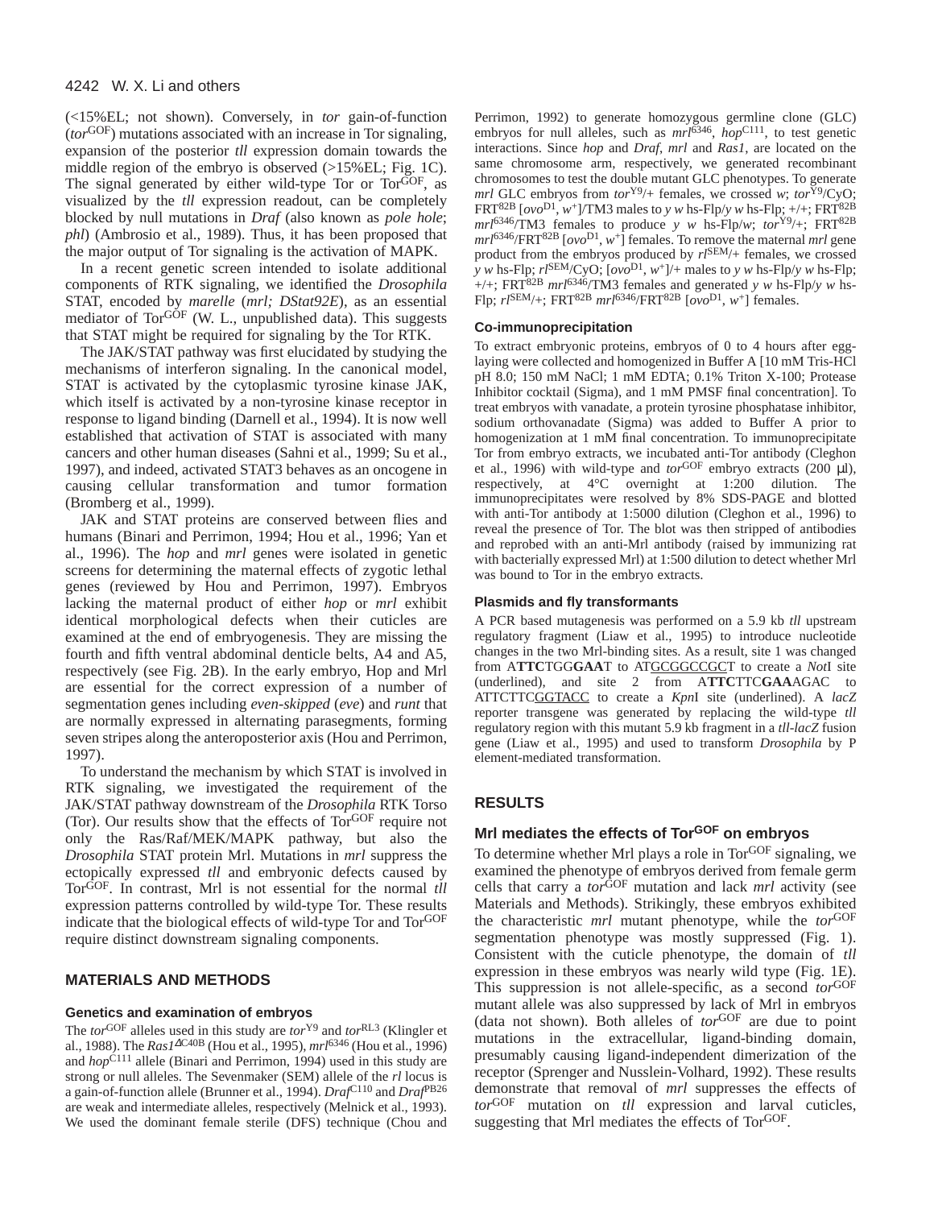(<15%EL; not shown). Conversely, in *tor* gain-of-function (*tor*$^{GOF}$) mutations associated with an increase in Tor signaling, expansion of the posterior *tll* expression domain towards the middle region of the embryo is observed (>15%EL; Fig. 1C). The signal generated by either wild-type Tor or Tor$^{GOF}$, as visualized by the *tll* expression readout, can be completely blocked by null mutations in *Draf* (also known as *pole hole*; *phl*) (Ambrosio et al., 1989). Thus, it has been proposed that the major output of Tor signaling is the activation of MAPK.

In a recent genetic screen intended to isolate additional components of RTK signaling, we identified the *Drosophila* STAT, encoded by *marelle* (*mrl; DStat92E*), as an essential mediator of Tor$^{GOF}$ (W. L., unpublished data). This suggests that STAT might be required for signaling by the Tor RTK.

The JAK/STAT pathway was first elucidated by studying the mechanisms of interferon signaling. In the canonical model, STAT is activated by the cytoplasmic tyrosine kinase JAK, which itself is activated by a non-tyrosine kinase receptor in response to ligand binding (Darnell et al., 1994). It is now well established that activation of STAT is associated with many cancers and other human diseases (Sahni et al., 1999; Su et al., 1997), and indeed, activated STAT3 behaves as an oncogene in causing cellular transformation and tumor formation (Bromberg et al., 1999).

JAK and STAT proteins are conserved between flies and humans (Binari and Perrimon, 1994; Hou et al., 1996; Yan et al., 1996). The *hop* and *mrl* genes were isolated in genetic screens for determining the maternal effects of zygotic lethal genes (reviewed by Hou and Perrimon, 1997). Embryos lacking the maternal product of either *hop* or *mrl* exhibit identical morphological defects when their cuticles are examined at the end of embryogenesis. They are missing the fourth and fifth ventral abdominal denticle belts, A4 and A5, respectively (see Fig. 2B). In the early embryo, Hop and Mrl are essential for the correct expression of a number of segmentation genes including *even-skipped* (*eve*) and *runt* that are normally expressed in alternating parasegments, forming seven stripes along the anteroposterior axis (Hou and Perrimon, 1997).

To understand the mechanism by which STAT is involved in RTK signaling, we investigated the requirement of the JAK/STAT pathway downstream of the *Drosophila* RTK Torso (Tor). Our results show that the effects of Tor$^{GOF}$ require not only the Ras/Raf/MEK/MAPK pathway, but also the *Drosophila* STAT protein Mrl. Mutations in *mrl* suppress the ectopically expressed *tll* and embryonic defects caused by Tor$^{GOF}$. In contrast, Mrl is not essential for the normal *tll* expression patterns controlled by wild-type Tor. These results indicate that the biological effects of wild-type Tor and Tor$^{GOF}$ require distinct downstream signaling components.

## MATERIALS AND METHODS

### Genetics and examination of embryos

The *tor*$^{GOF}$ alleles used in this study are *tor*$^{Y9}$ and *tor*$^{RL3}$ (Klingler et al., 1988). The *Ras1*$^{\Delta C40B}$ (Hou et al., 1995), *mrl*$^{6346}$ (Hou et al., 1996) and *hop*$^{C111}$ allele (Binari and Perrimon, 1994) used in this study are strong or null alleles. The Sevenmaker (SEM) allele of the *rl* locus is a gain-of-function allele (Brunner et al., 1994). *Draf*$^{C110}$ and *Draf*$^{PB26}$ are weak and intermediate alleles, respectively (Melnick et al., 1993). We used the dominant female sterile (DFS) technique (Chou and Perrimon, 1992) to generate homozygous germline clone (GLC) embryos for null alleles, such as *mrl*$^{6346}$, *hop*$^{C111}$, to test genetic interactions. Since *hop* and *Draf*, *mrl* and *Ras1*, are located on the same chromosome arm, respectively, we generated recombinant chromosomes to test the double mutant GLC phenotypes. To generate *mrl* GLC embryos from *tor*$^{Y9}$/+ females, we crossed *w*; *tor*$^{Y9}$/CyO; FRT$^{82B}$ [*ovo*$^{D1}$, *w*$^{+}$]/TM3 males to *y w* hs-Flp/*y w* hs-Flp; +/+; FRT$^{82B}$ *mrl*$^{6346}$/TM3 females to produce *y w* hs-Flp/*w*; *tor*$^{Y9}$/+; FRT$^{82B}$ *mrl*$^{6346}$/FRT$^{82B}$ [*ovo*$^{D1}$, *w*$^{+}$] females. To remove the maternal *mrl* gene product from the embryos produced by *rl*$^{SEM}$/+ females, we crossed *y w* hs-Flp; *rl*$^{SEM}$/CyO; [*ovo*$^{D1}$, *w*$^{+}$]/+ males to *y w* hs-Flp/*y w* hs-Flp; +/+; FRT$^{82B}$ *mrl*$^{6346}$/TM3 females and generated *y w* hs-Flp/*y w* hs-Flp; *rl*$^{SEM}$/+; FRT$^{82B}$ *mrl*$^{6346}$/FRT$^{82B}$ [*ovo*$^{D1}$, *w*$^{+}$] females.

### Co-immunoprecipitation

To extract embryonic proteins, embryos of 0 to 4 hours after egg-laying were collected and homogenized in Buffer A [10 mM Tris-HCl pH 8.0; 150 mM NaCl; 1 mM EDTA; 0.1% Triton X-100; Protease Inhibitor cocktail (Sigma), and 1 mM PMSF final concentration]. To treat embryos with vanadate, a protein tyrosine phosphatase inhibitor, sodium orthovanadate (Sigma) was added to Buffer A prior to homogenization at 1 mM final concentration. To immunoprecipitate Tor from embryo extracts, we incubated anti-Tor antibody (Cleghon et al., 1996) with wild-type and *tor*$^{GOF}$ embryo extracts (200 μl), respectively, at 4°C overnight at 1:200 dilution. The immunoprecipitates were resolved by 8% SDS-PAGE and blotted with anti-Tor antibody at 1:5000 dilution (Cleghon et al., 1996) to reveal the presence of Tor. The blot was then stripped of antibodies and reprobed with an anti-Mrl antibody (raised by immunizing rat with bacterially expressed Mrl) at 1:500 dilution to detect whether Mrl was bound to Tor in the embryo extracts.

### Plasmids and fly transformants

A PCR based mutagenesis was performed on a 5.9 kb *tll* upstream regulatory fragment (Liaw et al., 1995) to introduce nucleotide changes in the two Mrl-binding sites. As a result, site 1 was changed from A**TTC**TGG**GAA**T to AT<u>GCGGCCGC</u>T to create a *Not*I site (underlined), and site 2 from A**TTC**TTC**GAA**AGAC to ATTCTTC<u>GGTACC</u> to create a *Kpn*I site (underlined). A *lacZ* reporter transgene was generated by replacing the wild-type *tll* regulatory region with this mutant 5.9 kb fragment in a *tll-lacZ* fusion gene (Liaw et al., 1995) and used to transform *Drosophila* by P element-mediated transformation.

## RESULTS

### Mrl mediates the effects of Tor$^{GOF}$ on embryos

To determine whether Mrl plays a role in Tor$^{GOF}$ signaling, we examined the phenotype of embryos derived from female germ cells that carry a *tor*$^{GOF}$ mutation and lack *mrl* activity (see Materials and Methods). Strikingly, these embryos exhibited the characteristic *mrl* mutant phenotype, while the *tor*$^{GOF}$ segmentation phenotype was mostly suppressed (Fig. 1). Consistent with the cuticle phenotype, the domain of *tll* expression in these embryos was nearly wild type (Fig. 1E). This suppression is not allele-specific, as a second *tor*$^{GOF}$ mutant allele was also suppressed by lack of Mrl in embryos (data not shown). Both alleles of *tor*$^{GOF}$ are due to point mutations in the extracellular, ligand-binding domain, presumably causing ligand-independent dimerization of the receptor (Sprenger and Nusslein-Volhard, 1992). These results demonstrate that removal of *mrl* suppresses the effects of *tor*$^{GOF}$ mutation on *tll* expression and larval cuticles, suggesting that Mrl mediates the effects of Tor$^{GOF}$.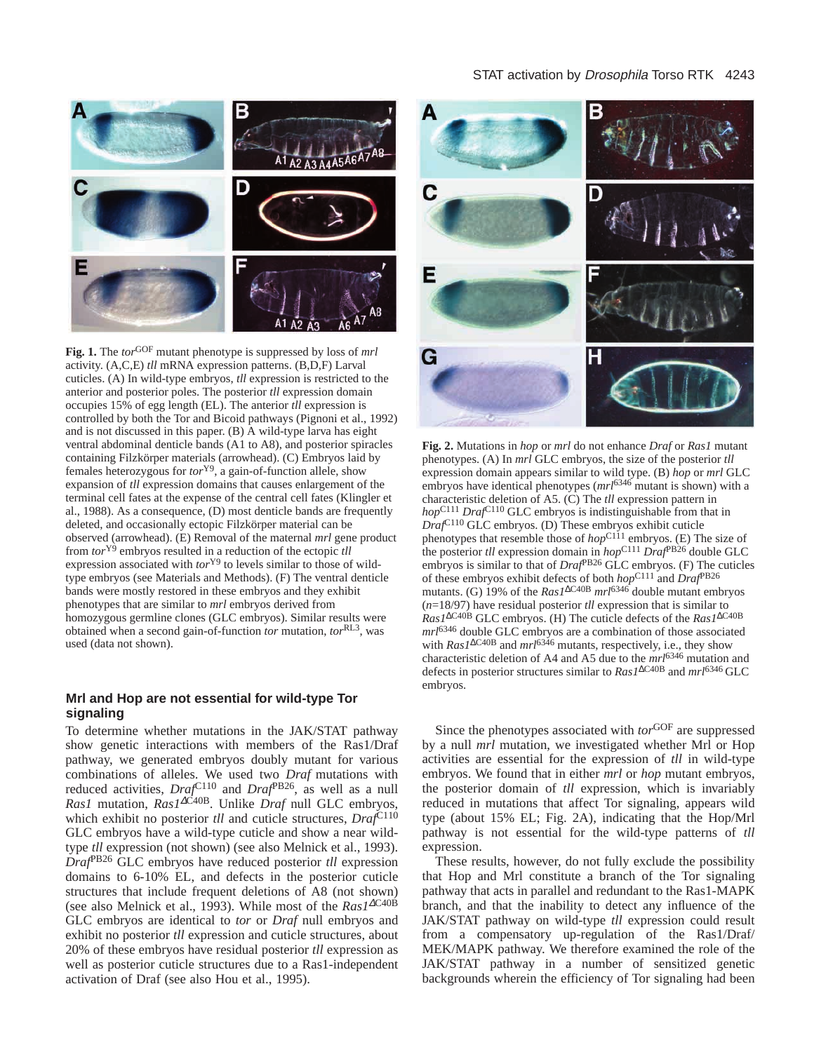**Fig. 1.** The *tor*$^{GOF}$ mutant phenotype is suppressed by loss of *mrl* activity. (A,C,E) *tll* mRNA expression patterns. (B,D,F) Larval cuticles. (A) In wild-type embryos, *tll* expression is restricted to the anterior and posterior poles. The posterior *tll* expression domain occupies 15% of egg length (EL). The anterior *tll* expression is controlled by both the Tor and Bicoid pathways (Pignoni et al., 1992) and is not discussed in this paper. (B) A wild-type larva has eight ventral abdominal denticle bands (A1 to A8), and posterior spiracles containing Filzkörper materials (arrowhead). (C) Embryos laid by females heterozygous for *tor*$^{Y9}$, a gain-of-function allele, show expansion of *tll* expression domains that causes enlargement of the terminal cell fates at the expense of the central cell fates (Klingler et al., 1988). As a consequence, (D) most denticle bands are frequently deleted, and occasionally ectopic Filzkörper material can be observed (arrowhead). (E) Removal of the maternal *mrl* gene product from *tor*$^{Y9}$ embryos resulted in a reduction of the ectopic *tll* expression associated with *tor*$^{Y9}$ to levels similar to those of wild-type embryos (see Materials and Methods). (F) The ventral denticle bands were mostly restored in these embryos and they exhibit phenotypes that are similar to *mrl* embryos derived from homozygous germline clones (GLC embryos). Similar results were obtained when a second gain-of-function *tor* mutation, *tor*$^{RL3}$, was used (data not shown).

**Fig. 2.** Mutations in *hop* or *mrl* do not enhance *Draf* or *Ras1* mutant phenotypes. (A) In *mrl* GLC embryos, the size of the posterior *tll* expression domain appears similar to wild type. (B) *hop* or *mrl* GLC embryos have identical phenotypes (*mrl*$^{6346}$ mutant is shown) with a characteristic deletion of A5. (C) The *tll* expression pattern in *hop*$^{C111}$ *Draf*$^{C110}$ GLC embryos is indistinguishable from that in *Draf*$^{C110}$ GLC embryos. (D) These embryos exhibit cuticle phenotypes that resemble those of *hop*$^{C111}$ embryos. (E) The size of the posterior *tll* expression domain in *hop*$^{C111}$ *Draf*$^{PB26}$ double GLC embryos is similar to that of *Draf*$^{PB26}$ GLC embryos. (F) The cuticles of these embryos exhibit defects of both *hop*$^{C111}$ and *Draf*$^{PB26}$ mutants. (G) 19% of the *Ras1*$^{\Delta C40B}$ *mrl*$^{6346}$ double mutant embryos ($n$=18/97) have residual posterior *tll* expression that is similar to *Ras1*$^{\Delta C40B}$ GLC embryos. (H) The cuticle defects of the *Ras1*$^{\Delta C40B}$ *mrl*$^{6346}$ double GLC embryos are a combination of those associated with *Ras1*$^{\Delta C40B}$ and *mrl*$^{6346}$ mutants, respectively, i.e., they show characteristic deletion of A4 and A5 due to the *mrl*$^{6346}$ mutation and defects in posterior structures similar to *Ras1*$^{\Delta C40B}$ and *mrl*$^{6346}$ GLC embryos.

## Mrl and Hop are not essential for wild-type Tor signaling

To determine whether mutations in the JAK/STAT pathway show genetic interactions with members of the Ras1/Draf pathway, we generated embryos doubly mutant for various combinations of alleles. We used two *Draf* mutations with reduced activities, *Draf*$^{C110}$ and *Draf*$^{PB26}$, as well as a null *Ras1* mutation, *Ras1*$^{\Delta C40B}$. Unlike *Draf* null GLC embryos, which exhibit no posterior *tll* and cuticle structures, *Draf*$^{C110}$ GLC embryos have a wild-type cuticle and show a near wild-type *tll* expression (not shown) (see also Melnick et al., 1993). *Draf*$^{PB26}$ GLC embryos have reduced posterior *tll* expression domains to 6-10% EL, and defects in the posterior cuticle structures that include frequent deletions of A8 (not shown) (see also Melnick et al., 1993). While most of the *Ras1*$^{\Delta C40B}$ GLC embryos are identical to *tor* or *Draf* null embryos and exhibit no posterior *tll* expression and cuticle structures, about 20% of these embryos have residual posterior *tll* expression as well as posterior cuticle structures due to a Ras1-independent activation of Draf (see also Hou et al., 1995).

Since the phenotypes associated with *tor*$^{GOF}$ are suppressed by a null *mrl* mutation, we investigated whether Mrl or Hop activities are essential for the expression of *tll* in wild-type embryos. We found that in either *mrl* or *hop* mutant embryos, the posterior domain of *tll* expression, which is invariably reduced in mutations that affect Tor signaling, appears wild type (about 15% EL; Fig. 2A), indicating that the Hop/Mrl pathway is not essential for the wild-type patterns of *tll* expression.

These results, however, do not fully exclude the possibility that Hop and Mrl constitute a branch of the Tor signaling pathway that acts in parallel and redundant to the Ras1-MAPK branch, and that the inability to detect any influence of the JAK/STAT pathway on wild-type *tll* expression could result from a compensatory up-regulation of the Ras1/Draf/MEK/MAPK pathway. We therefore examined the role of the JAK/STAT pathway in a number of sensitized genetic backgrounds wherein the efficiency of Tor signaling had been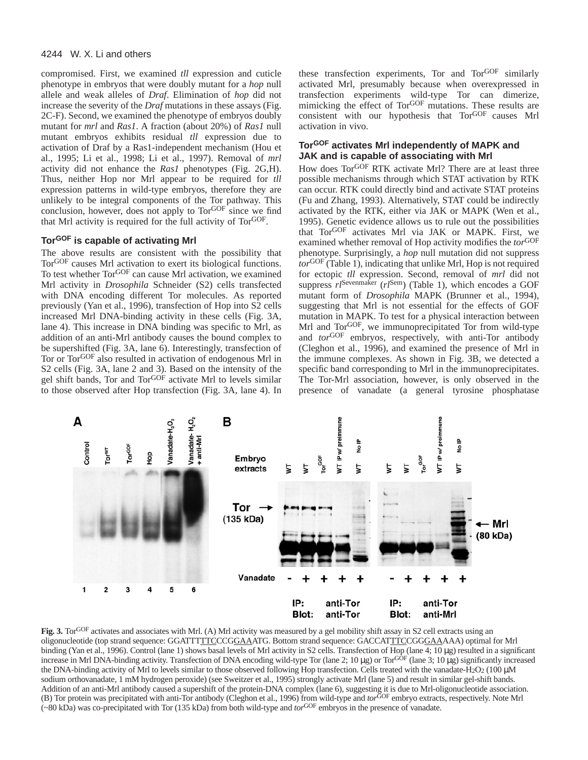compromised. First, we examined *tll* expression and cuticle phenotype in embryos that were doubly mutant for a *hop* null allele and weak alleles of *Draf*. Elimination of *hop* did not increase the severity of the *Draf* mutations in these assays (Fig. 2C-F). Second, we examined the phenotype of embryos doubly mutant for *mrl* and *Ras1*. A fraction (about 20%) of *Ras1* null mutant embryos exhibits residual *tll* expression due to activation of Draf by a Ras1-independent mechanism (Hou et al., 1995; Li et al., 1998; Li et al., 1997). Removal of *mrl* activity did not enhance the *Ras1* phenotypes (Fig. 2G,H). Thus, neither Hop nor Mrl appear to be required for *tll* expression patterns in wild-type embryos, therefore they are unlikely to be integral components of the Tor pathway. This conclusion, however, does not apply to Tor$^{GOF}$ since we find that Mrl activity is required for the full activity of Tor$^{GOF}$.

### Tor$^{GOF}$ is capable of activating Mrl

The above results are consistent with the possibility that Tor$^{GOF}$ causes Mrl activation to exert its biological functions. To test whether Tor$^{GOF}$ can cause Mrl activation, we examined Mrl activity in *Drosophila* Schneider (S2) cells transfected with DNA encoding different Tor molecules. As reported previously (Yan et al., 1996), transfection of Hop into S2 cells increased Mrl DNA-binding activity in these cells (Fig. 3A, lane 4). This increase in DNA binding was specific to Mrl, as addition of an anti-Mrl antibody causes the bound complex to be supershifted (Fig. 3A, lane 6). Interestingly, transfection of Tor or Tor$^{GOF}$ also resulted in activation of endogenous Mrl in S2 cells (Fig. 3A, lane 2 and 3). Based on the intensity of the gel shift bands, Tor and Tor$^{GOF}$ activate Mrl to levels similar to those observed after Hop transfection (Fig. 3A, lane 4). In these transfection experiments, Tor and Tor$^{GOF}$ similarly activated Mrl, presumably because when overexpressed in transfection experiments wild-type Tor can dimerize, mimicking the effect of Tor$^{GOF}$ mutations. These results are consistent with our hypothesis that Tor$^{GOF}$ causes Mrl activation in vivo.

### Tor$^{GOF}$ activates Mrl independently of MAPK and JAK and is capable of associating with Mrl

How does Tor$^{GOF}$ RTK activate Mrl? There are at least three possible mechanisms through which STAT activation by RTK can occur. RTK could directly bind and activate STAT proteins (Fu and Zhang, 1993). Alternatively, STAT could be indirectly activated by the RTK, either via JAK or MAPK (Wen et al., 1995). Genetic evidence allows us to rule out the possibilities that Tor$^{GOF}$ activates Mrl via JAK or MAPK. First, we examined whether removal of Hop activity modifies the *tor*$^{GOF}$ phenotype. Surprisingly, a *hop* null mutation did not suppress *tor*$^{GOF}$ (Table 1), indicating that unlike Mrl, Hop is not required for ectopic *tll* expression. Second, removal of *mrl* did not suppress *rl*$^{Sevenmaker}$ (*rl*$^{Sem}$) (Table 1), which encodes a GOF mutant form of *Drosophila* MAPK (Brunner et al., 1994), suggesting that Mrl is not essential for the effects of GOF mutation in MAPK. To test for a physical interaction between Mrl and Tor$^{GOF}$, we immunoprecipitated Tor from wild-type and *tor*$^{GOF}$ embryos, respectively, with anti-Tor antibody (Cleghon et al., 1996), and examined the presence of Mrl in the immune complexes. As shown in Fig. 3B, we detected a specific band corresponding to Mrl in the immunoprecipitates. The Tor-Mrl association, however, is only observed in the presence of vanadate (a general tyrosine phosphatase

**Fig. 3.** Tor$^{GOF}$ activates and associates with Mrl. (A) Mrl activity was measured by a gel mobility shift assay in S2 cell extracts using an oligonucleotide (top strand sequence: GGATTTTTCCCGGAAATG. Bottom strand sequence: GACCATTTCCGGGAAAAA) optimal for Mrl binding (Yan et al., 1996). Control (lane 1) shows basal levels of Mrl activity in S2 cells. Transfection of Hop (lane 4; 10 μg) resulted in a significant increase in Mrl DNA-binding activity. Transfection of DNA encoding wild-type Tor (lane 2; 10 μg) or Tor$^{GOF}$ (lane 3; 10 μg) significantly increased the DNA-binding activity of Mrl to levels similar to those observed following Hop transfection. Cells treated with the vanadate-$H_2O_2$ (100 μM sodium orthovanadate, 1 mM hydrogen peroxide) (see Sweitzer et al., 1995) strongly activate Mrl (lane 5) and result in similar gel-shift bands. Addition of an anti-Mrl antibody caused a supershift of the protein-DNA complex (lane 6), suggesting it is due to Mrl-oligonucleotide association. (B) Tor protein was precipitated with anti-Tor antibody (Cleghon et al., 1996) from wild-type and *tor*$^{GOF}$ embryo extracts, respectively. Note Mrl (~80 kDa) was co-precipitated with Tor (135 kDa) from both wild-type and *tor*$^{GOF}$ embryos in the presence of vanadate.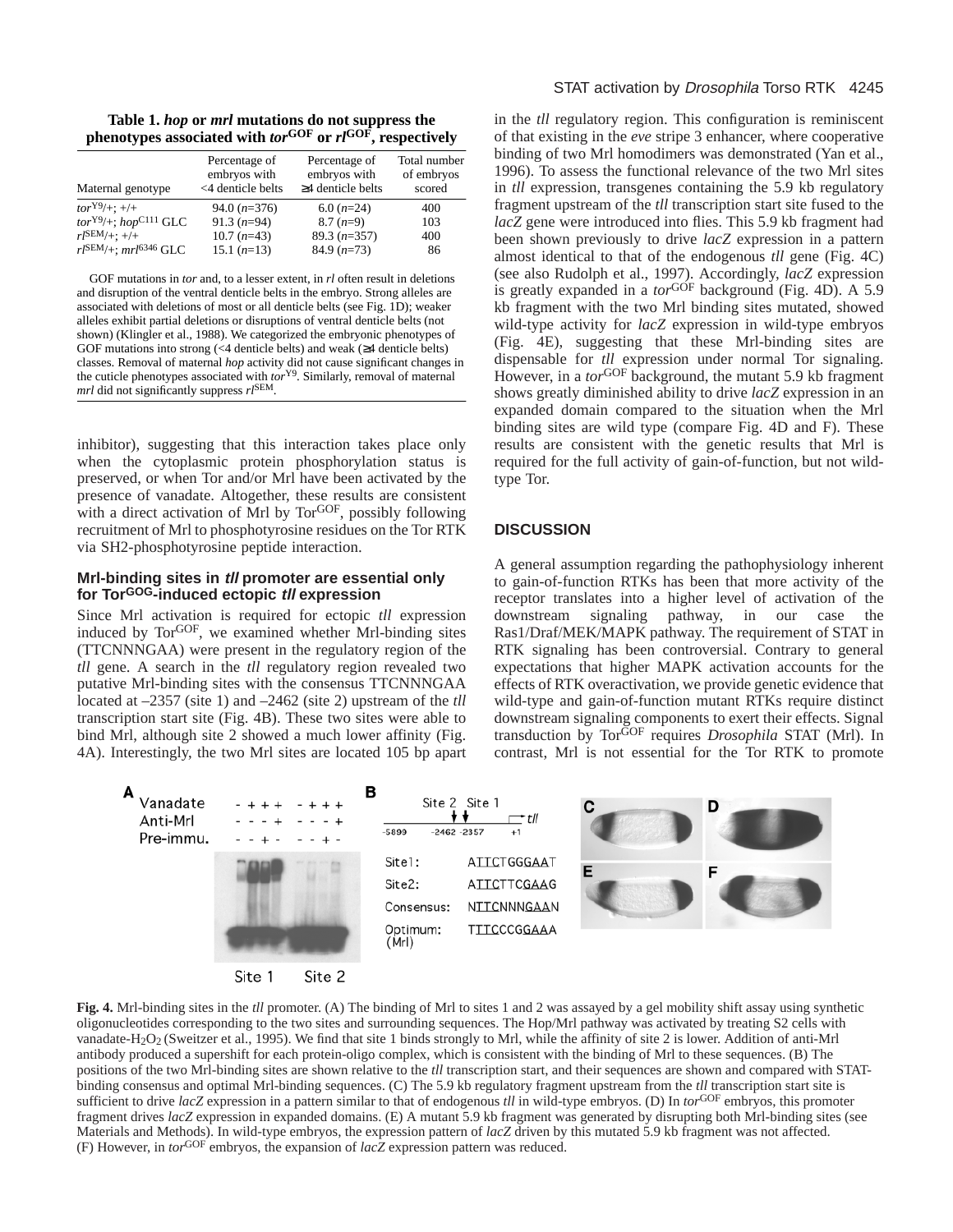**Table 1. *hop* or *mrl* mutations do not suppress the phenotypes associated with $tor^{GOF}$ or $rl^{GOF}$, respectively**

| Maternal genotype | Percentage of embryos with <4 denticle belts | Percentage of embryos with ≥4 denticle belts | Total number of embryos scored |
|---|---|---|---|
| $tor^{Y9}$/+; +/+ | 94.0 (*n*=376) | 6.0 (*n*=24) | 400 |
| $tor^{Y9}$/+; $hop^{C111}$ GLC | 91.3 (*n*=94) | 8.7 (*n*=9) | 103 |
| $rl^{SEM}$/+; +/+ | 10.7 (*n*=43) | 89.3 (*n*=357) | 400 |
| $rl^{SEM}$/+; $mrl^{6346}$ GLC | 15.1 (*n*=13) | 84.9 (*n*=73) | 86 |

GOF mutations in *tor* and, to a lesser extent, in *rl* often result in deletions and disruption of the ventral denticle belts in the embryo. Strong alleles are associated with deletions of most or all denticle belts (see Fig. 1D); weaker alleles exhibit partial deletions or disruptions of ventral denticle belts (not shown) (Klingler et al., 1988). We categorized the embryonic phenotypes of GOF mutations into strong (<4 denticle belts) and weak (≥4 denticle belts) classes. Removal of maternal *hop* activity did not cause significant changes in the cuticle phenotypes associated with $tor^{Y9}$. Similarly, removal of maternal *mrl* did not significantly suppress $rl^{SEM}$.

inhibitor), suggesting that this interaction takes place only when the cytoplasmic protein phosphorylation status is preserved, or when Tor and/or Mrl have been activated by the presence of vanadate. Altogether, these results are consistent with a direct activation of Mrl by $Tor^{GOF}$, possibly following recruitment of Mrl to phosphotyrosine residues on the Tor RTK via SH2-phosphotyrosine peptide interaction.

### Mrl-binding sites in *tll* promoter are essential only for $Tor^{GOG}$-induced ectopic *tll* expression

Since Mrl activation is required for ectopic *tll* expression induced by $Tor^{GOF}$, we examined whether Mrl-binding sites (TTCNNNGAA) were present in the regulatory region of the *tll* gene. A search in the *tll* regulatory region revealed two putative Mrl-binding sites with the consensus TTCNNNGAA located at –2357 (site 1) and –2462 (site 2) upstream of the *tll* transcription start site (Fig. 4B). These two sites were able to bind Mrl, although site 2 showed a much lower affinity (Fig. 4A). Interestingly, the two Mrl sites are located 105 bp apart in the *tll* regulatory region. This configuration is reminiscent of that existing in the *eve* stripe 3 enhancer, where cooperative binding of two Mrl homodimers was demonstrated (Yan et al., 1996). To assess the functional relevance of the two Mrl sites in *tll* expression, transgenes containing the 5.9 kb regulatory fragment upstream of the *tll* transcription start site fused to the *lacZ* gene were introduced into flies. This 5.9 kb fragment had been shown previously to drive *lacZ* expression in a pattern almost identical to that of the endogenous *tll* gene (Fig. 4C) (see also Rudolph et al., 1997). Accordingly, *lacZ* expression is greatly expanded in a $tor^{GOF}$ background (Fig. 4D). A 5.9 kb fragment with the two Mrl binding sites mutated, showed wild-type activity for *lacZ* expression in wild-type embryos (Fig. 4E), suggesting that these Mrl-binding sites are dispensable for *tll* expression under normal Tor signaling. However, in a $tor^{GOF}$ background, the mutant 5.9 kb fragment shows greatly diminished ability to drive *lacZ* expression in an expanded domain compared to the situation when the Mrl binding sites are wild type (compare Fig. 4D and F). These results are consistent with the genetic results that Mrl is required for the full activity of gain-of-function, but not wild-type Tor.

## DISCUSSION

A general assumption regarding the pathophysiology inherent to gain-of-function RTKs has been that more activity of the receptor translates into a higher level of activation of the downstream signaling pathway, in our case the Ras1/Draf/MEK/MAPK pathway. The requirement of STAT in RTK signaling has been controversial. Contrary to general expectations that higher MAPK activation accounts for the effects of RTK overactivation, we provide genetic evidence that wild-type and gain-of-function mutant RTKs require distinct downstream signaling components to exert their effects. Signal transduction by $Tor^{GOF}$ requires *Drosophila* STAT (Mrl). In contrast, Mrl is not essential for the Tor RTK to promote

**Fig. 4.** Mrl-binding sites in the *tll* promoter. (A) The binding of Mrl to sites 1 and 2 was assayed by a gel mobility shift assay using synthetic oligonucleotides corresponding to the two sites and surrounding sequences. The Hop/Mrl pathway was activated by treating S2 cells with vanadate-$H_2O_2$ (Sweitzer et al., 1995). We find that site 1 binds strongly to Mrl, while the affinity of site 2 is lower. Addition of anti-Mrl antibody produced a supershift for each protein-oligo complex, which is consistent with the binding of Mrl to these sequences. (B) The positions of the two Mrl-binding sites are shown relative to the *tll* transcription start, and their sequences are shown and compared with STAT-binding consensus and optimal Mrl-binding sequences. (C) The 5.9 kb regulatory fragment upstream from the *tll* transcription start site is sufficient to drive *lacZ* expression in a pattern similar to that of endogenous *tll* in wild-type embryos. (D) In $tor^{GOF}$ embryos, this promoter fragment drives *lacZ* expression in expanded domains. (E) A mutant 5.9 kb fragment was generated by disrupting both Mrl-binding sites (see Materials and Methods). In wild-type embryos, the expression pattern of *lacZ* driven by this mutated 5.9 kb fragment was not affected. (F) However, in $tor^{GOF}$ embryos, the expansion of *lacZ* expression pattern was reduced.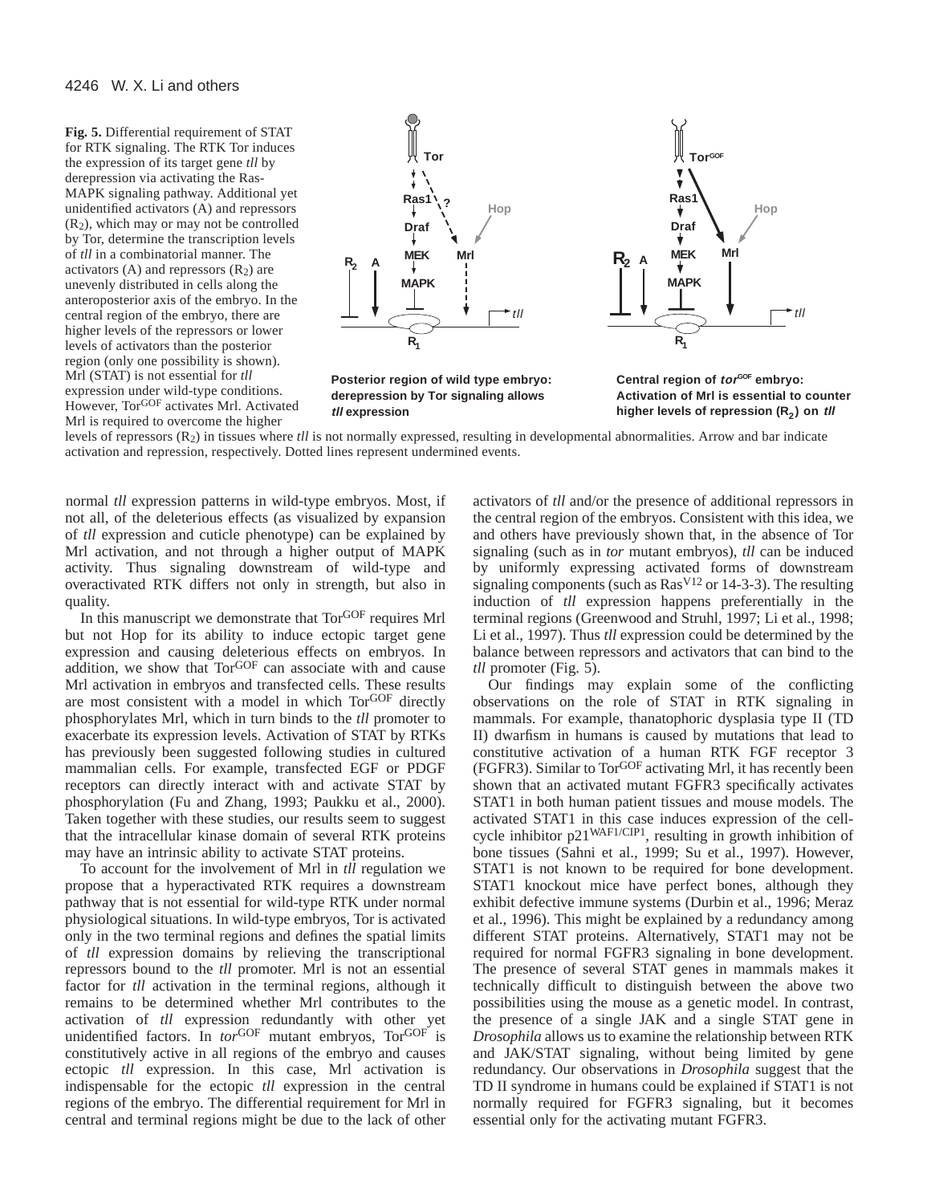**Fig. 5.** Differential requirement of STAT for RTK signaling. The RTK Tor induces the expression of its target gene *tll* by derepression via activating the Ras-MAPK signaling pathway. Additional yet unidentified activators (A) and repressors ($R_2$), which may or may not be controlled by Tor, determine the transcription levels of *tll* in a combinatorial manner. The activators (A) and repressors ($R_2$) are unevenly distributed in cells along the anteroposterior axis of the embryo. In the central region of the embryo, there are higher levels of the repressors or lower levels of activators than the posterior region (only one possibility is shown). Mrl (STAT) is not essential for *tll* expression under wild-type conditions. However, $Tor^{GOF}$ activates Mrl. Activated Mrl is required to overcome the higher levels of repressors ($R_2$) in tissues where *tll* is not normally expressed, resulting in developmental abnormalities. Arrow and bar indicate activation and repression, respectively. Dotted lines represent undermined events.

**Posterior region of wild type embryo: derepression by Tor signaling allows *tll* expression**

**Central region of *tor*$^{GOF}$ embryo: Activation of Mrl is essential to counter higher levels of repression ($R_2$) on *tll***

normal *tll* expression patterns in wild-type embryos. Most, if not all, of the deleterious effects (as visualized by expansion of *tll* expression and cuticle phenotype) can be explained by Mrl activation, and not through a higher output of MAPK activity. Thus signaling downstream of wild-type and overactivated RTK differs not only in strength, but also in quality.

In this manuscript we demonstrate that $Tor^{GOF}$ requires Mrl but not Hop for its ability to induce ectopic target gene expression and causing deleterious effects on embryos. In addition, we show that $Tor^{GOF}$ can associate with and cause Mrl activation in embryos and transfected cells. These results are most consistent with a model in which $Tor^{GOF}$ directly phosphorylates Mrl, which in turn binds to the *tll* promoter to exacerbate its expression levels. Activation of STAT by RTKs has previously been suggested following studies in cultured mammalian cells. For example, transfected EGF or PDGF receptors can directly interact with and activate STAT by phosphorylation (Fu and Zhang, 1993; Paukku et al., 2000). Taken together with these studies, our results seem to suggest that the intracellular kinase domain of several RTK proteins may have an intrinsic ability to activate STAT proteins.

To account for the involvement of Mrl in *tll* regulation we propose that a hyperactivated RTK requires a downstream pathway that is not essential for wild-type RTK under normal physiological situations. In wild-type embryos, Tor is activated only in the two terminal regions and defines the spatial limits of *tll* expression domains by relieving the transcriptional repressors bound to the *tll* promoter. Mrl is not an essential factor for *tll* activation in the terminal regions, although it remains to be determined whether Mrl contributes to the activation of *tll* expression redundantly with other yet unidentified factors. In *tor*$^{GOF}$ mutant embryos, $Tor^{GOF}$ is constitutively active in all regions of the embryo and causes ectopic *tll* expression. In this case, Mrl activation is indispensable for the ectopic *tll* expression in the central regions of the embryo. The differential requirement for Mrl in central and terminal regions might be due to the lack of other activators of *tll* and/or the presence of additional repressors in the central region of the embryos. Consistent with this idea, we and others have previously shown that, in the absence of Tor signaling (such as in *tor* mutant embryos), *tll* can be induced by uniformly expressing activated forms of downstream signaling components (such as $Ras^{V12}$ or 14-3-3). The resulting induction of *tll* expression happens preferentially in the terminal regions (Greenwood and Struhl, 1997; Li et al., 1998; Li et al., 1997). Thus *tll* expression could be determined by the balance between repressors and activators that can bind to the *tll* promoter (Fig. 5).

Our findings may explain some of the conflicting observations on the role of STAT in RTK signaling in mammals. For example, thanatophoric dysplasia type II (TD II) dwarfism in humans is caused by mutations that lead to constitutive activation of a human RTK FGF receptor 3 (FGFR3). Similar to $Tor^{GOF}$ activating Mrl, it has recently been shown that an activated mutant FGFR3 specifically activates STAT1 in both human patient tissues and mouse models. The activated STAT1 in this case induces expression of the cell-cycle inhibitor $p21^{WAF1/CIP1}$, resulting in growth inhibition of bone tissues (Sahni et al., 1999; Su et al., 1997). However, STAT1 is not known to be required for bone development. STAT1 knockout mice have perfect bones, although they exhibit defective immune systems (Durbin et al., 1996; Meraz et al., 1996). This might be explained by a redundancy among different STAT proteins. Alternatively, STAT1 may not be required for normal FGFR3 signaling in bone development. The presence of several STAT genes in mammals makes it technically difficult to distinguish between the above two possibilities using the mouse as a genetic model. In contrast, the presence of a single JAK and a single STAT gene in *Drosophila* allows us to examine the relationship between RTK and JAK/STAT signaling, without being limited by gene redundancy. Our observations in *Drosophila* suggest that the TD II syndrome in humans could be explained if STAT1 is not normally required for FGFR3 signaling, but it becomes essential only for the activating mutant FGFR3.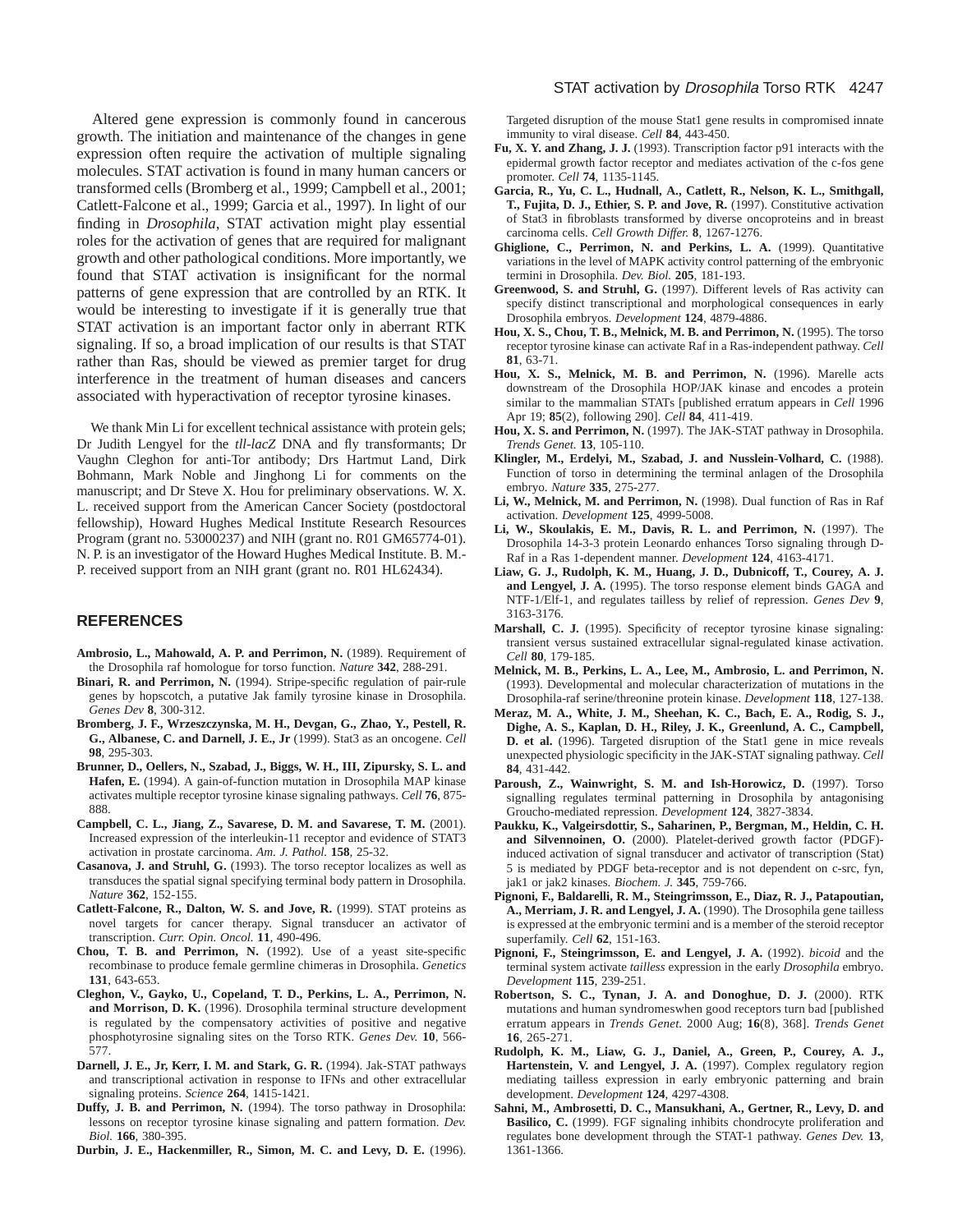Altered gene expression is commonly found in cancerous growth. The initiation and maintenance of the changes in gene expression often require the activation of multiple signaling molecules. STAT activation is found in many human cancers or transformed cells (Bromberg et al., 1999; Campbell et al., 2001; Catlett-Falcone et al., 1999; Garcia et al., 1997). In light of our finding in *Drosophila*, STAT activation might play essential roles for the activation of genes that are required for malignant growth and other pathological conditions. More importantly, we found that STAT activation is insignificant for the normal patterns of gene expression that are controlled by an RTK. It would be interesting to investigate if it is generally true that STAT activation is an important factor only in aberrant RTK signaling. If so, a broad implication of our results is that STAT rather than Ras, should be viewed as premier target for drug interference in the treatment of human diseases and cancers associated with hyperactivation of receptor tyrosine kinases.

We thank Min Li for excellent technical assistance with protein gels; Dr Judith Lengyel for the *tll-lacZ* DNA and fly transformants; Dr Vaughn Cleghon for anti-Tor antibody; Drs Hartmut Land, Dirk Bohmann, Mark Noble and Jinghong Li for comments on the manuscript; and Dr Steve X. Hou for preliminary observations. W. X. L. received support from the American Cancer Society (postdoctoral fellowship), Howard Hughes Medical Institute Research Resources Program (grant no. 53000237) and NIH (grant no. R01 GM65774-01). N. P. is an investigator of the Howard Hughes Medical Institute. B. M.-P. received support from an NIH grant (grant no. R01 HL62434).

## REFERENCES

**Ambrosio, L., Mahowald, A. P. and Perrimon, N.** (1989). Requirement of the Drosophila raf homologue for torso function. *Nature* **342**, 288-291.

**Binari, R. and Perrimon, N.** (1994). Stripe-specific regulation of pair-rule genes by hopscotch, a putative Jak family tyrosine kinase in Drosophila. *Genes Dev* **8**, 300-312.

**Bromberg, J. F., Wrzeszczynska, M. H., Devgan, G., Zhao, Y., Pestell, R. G., Albanese, C. and Darnell, J. E., Jr** (1999). Stat3 as an oncogene. *Cell* **98**, 295-303.

**Brunner, D., Oellers, N., Szabad, J., Biggs, W. H., III, Zipursky, S. L. and Hafen, E.** (1994). A gain-of-function mutation in Drosophila MAP kinase activates multiple receptor tyrosine kinase signaling pathways. *Cell* **76**, 875-888.

**Campbell, C. L., Jiang, Z., Savarese, D. M. and Savarese, T. M.** (2001). Increased expression of the interleukin-11 receptor and evidence of STAT3 activation in prostate carcinoma. *Am. J. Pathol.* **158**, 25-32.

**Casanova, J. and Struhl, G.** (1993). The torso receptor localizes as well as transduces the spatial signal specifying terminal body pattern in Drosophila. *Nature* **362**, 152-155.

**Catlett-Falcone, R., Dalton, W. S. and Jove, R.** (1999). STAT proteins as novel targets for cancer therapy. Signal transducer an activator of transcription. *Curr. Opin. Oncol.* **11**, 490-496.

**Chou, T. B. and Perrimon, N.** (1992). Use of a yeast site-specific recombinase to produce female germline chimeras in Drosophila. *Genetics* **131**, 643-653.

**Cleghon, V., Gayko, U., Copeland, T. D., Perkins, L. A., Perrimon, N. and Morrison, D. K.** (1996). Drosophila terminal structure development is regulated by the compensatory activities of positive and negative phosphotyrosine signaling sites on the Torso RTK. *Genes Dev.* **10**, 566-577.

**Darnell, J. E., Jr, Kerr, I. M. and Stark, G. R.** (1994). Jak-STAT pathways and transcriptional activation in response to IFNs and other extracellular signaling proteins. *Science* **264**, 1415-1421.

**Duffy, J. B. and Perrimon, N.** (1994). The torso pathway in Drosophila: lessons on receptor tyrosine kinase signaling and pattern formation. *Dev. Biol.* **166**, 380-395.

**Durbin, J. E., Hackenmiller, R., Simon, M. C. and Levy, D. E.** (1996). Targeted disruption of the mouse Stat1 gene results in compromised innate immunity to viral disease. *Cell* **84**, 443-450.

**Fu, X. Y. and Zhang, J. J.** (1993). Transcription factor p91 interacts with the epidermal growth factor receptor and mediates activation of the c-fos gene promoter. *Cell* **74**, 1135-1145.

**Garcia, R., Yu, C. L., Hudnall, A., Catlett, R., Nelson, K. L., Smithgall, T., Fujita, D. J., Ethier, S. P. and Jove, R.** (1997). Constitutive activation of Stat3 in fibroblasts transformed by diverse oncoproteins and in breast carcinoma cells. *Cell Growth Differ.* **8**, 1267-1276.

**Ghiglione, C., Perrimon, N. and Perkins, L. A.** (1999). Quantitative variations in the level of MAPK activity control patterning of the embryonic termini in Drosophila. *Dev. Biol.* **205**, 181-193.

**Greenwood, S. and Struhl, G.** (1997). Different levels of Ras activity can specify distinct transcriptional and morphological consequences in early Drosophila embryos. *Development* **124**, 4879-4886.

**Hou, X. S., Chou, T. B., Melnick, M. B. and Perrimon, N.** (1995). The torso receptor tyrosine kinase can activate Raf in a Ras-independent pathway. *Cell* **81**, 63-71.

**Hou, X. S., Melnick, M. B. and Perrimon, N.** (1996). Marelle acts downstream of the Drosophila HOP/JAK kinase and encodes a protein similar to the mammalian STATs [published erratum appears in *Cell* 1996 Apr 19; **85**(2), following 290]. *Cell* **84**, 411-419.

**Hou, X. S. and Perrimon, N.** (1997). The JAK-STAT pathway in Drosophila. *Trends Genet.* **13**, 105-110.

**Klingler, M., Erdelyi, M., Szabad, J. and Nusslein-Volhard, C.** (1988). Function of torso in determining the terminal anlagen of the Drosophila embryo. *Nature* **335**, 275-277.

**Li, W., Melnick, M. and Perrimon, N.** (1998). Dual function of Ras in Raf activation. *Development* **125**, 4999-5008.

**Li, W., Skoulakis, E. M., Davis, R. L. and Perrimon, N.** (1997). The Drosophila 14-3-3 protein Leonardo enhances Torso signaling through D-Raf in a Ras 1-dependent manner. *Development* **124**, 4163-4171.

**Liaw, G. J., Rudolph, K. M., Huang, J. D., Dubnicoff, T., Courey, A. J. and Lengyel, J. A.** (1995). The torso response element binds GAGA and NTF-1/Elf-1, and regulates tailless by relief of repression. *Genes Dev* **9**, 3163-3176.

**Marshall, C. J.** (1995). Specificity of receptor tyrosine kinase signaling: transient versus sustained extracellular signal-regulated kinase activation. *Cell* **80**, 179-185.

**Melnick, M. B., Perkins, L. A., Lee, M., Ambrosio, L. and Perrimon, N.** (1993). Developmental and molecular characterization of mutations in the Drosophila-raf serine/threonine protein kinase. *Development* **118**, 127-138.

**Meraz, M. A., White, J. M., Sheehan, K. C., Bach, E. A., Rodig, S. J., Dighe, A. S., Kaplan, D. H., Riley, J. K., Greenlund, A. C., Campbell, D. et al.** (1996). Targeted disruption of the Stat1 gene in mice reveals unexpected physiologic specificity in the JAK-STAT signaling pathway. *Cell* **84**, 431-442.

**Paroush, Z., Wainwright, S. M. and Ish-Horowicz, D.** (1997). Torso signalling regulates terminal patterning in Drosophila by antagonising Groucho-mediated repression. *Development* **124**, 3827-3834.

**Paukku, K., Valgeirsdottir, S., Saharinen, P., Bergman, M., Heldin, C. H. and Silvennoinen, O.** (2000). Platelet-derived growth factor (PDGF)-induced activation of signal transducer and activator of transcription (Stat) 5 is mediated by PDGF beta-receptor and is not dependent on c-src, fyn, jak1 or jak2 kinases. *Biochem. J.* **345**, 759-766.

**Pignoni, F., Baldarelli, R. M., Steingrimsson, E., Diaz, R. J., Patapoutian, A., Merriam, J. R. and Lengyel, J. A.** (1990). The Drosophila gene tailless is expressed at the embryonic termini and is a member of the steroid receptor superfamily. *Cell* **62**, 151-163.

**Pignoni, F., Steingrimsson, E. and Lengyel, J. A.** (1992). *bicoid* and the terminal system activate *tailless* expression in the early *Drosophila* embryo. *Development* **115**, 239-251.

**Robertson, S. C., Tynan, J. A. and Donoghue, D. J.** (2000). RTK mutations and human syndromeswhen good receptors turn bad [published erratum appears in *Trends Genet.* 2000 Aug; **16**(8), 368]. *Trends Genet* **16**, 265-271.

**Rudolph, K. M., Liaw, G. J., Daniel, A., Green, P., Courey, A. J., Hartenstein, V. and Lengyel, J. A.** (1997). Complex regulatory region mediating tailless expression in early embryonic patterning and brain development. *Development* **124**, 4297-4308.

**Sahni, M., Ambrosetti, D. C., Mansukhani, A., Gertner, R., Levy, D. and Basilico, C.** (1999). FGF signaling inhibits chondrocyte proliferation and regulates bone development through the STAT-1 pathway. *Genes Dev.* **13**, 1361-1366.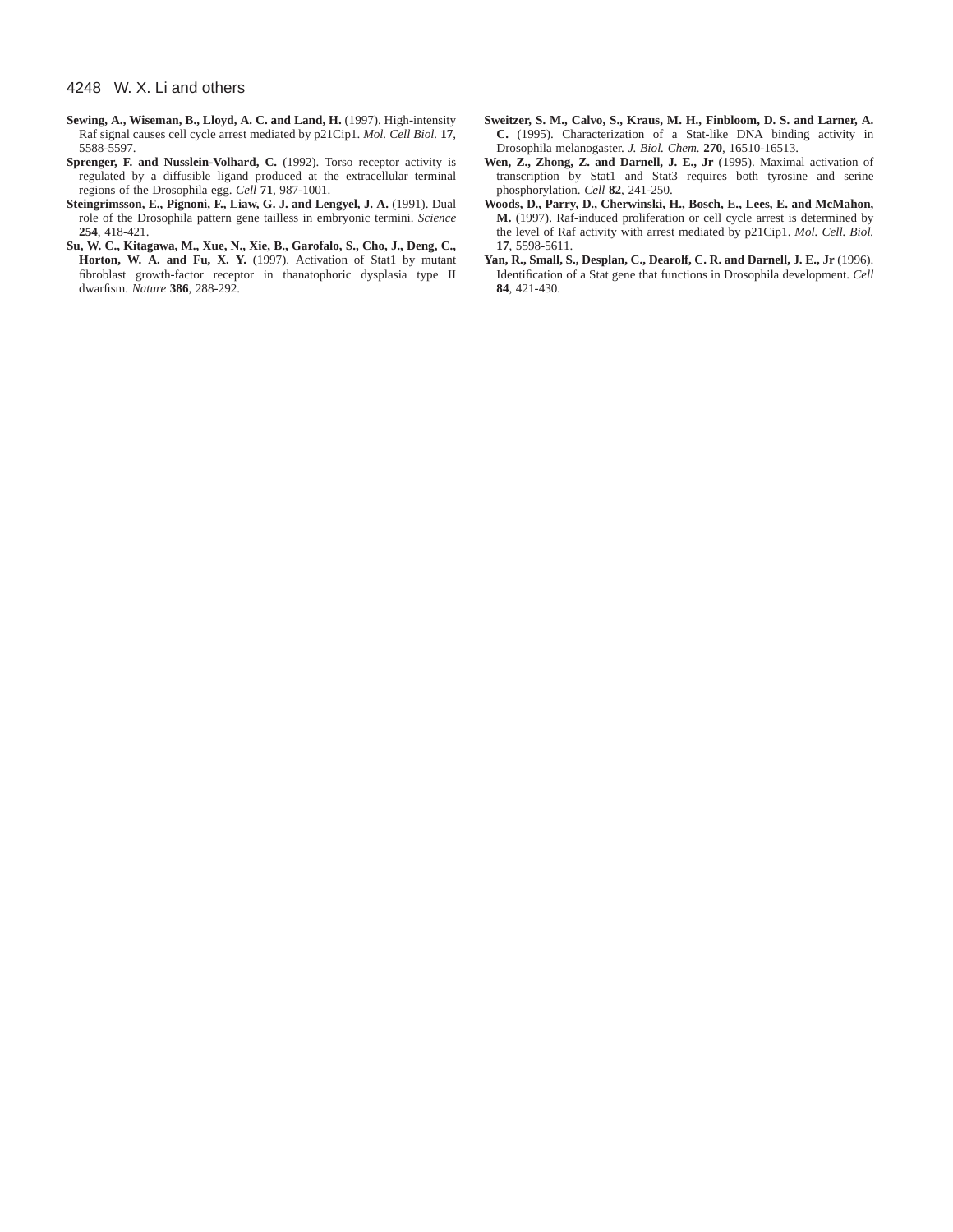**Sewing, A., Wiseman, B., Lloyd, A. C. and Land, H.** (1997). High-intensity Raf signal causes cell cycle arrest mediated by p21Cip1. *Mol. Cell Biol.* **17**, 5588-5597.

**Sprenger, F. and Nusslein-Volhard, C.** (1992). Torso receptor activity is regulated by a diffusible ligand produced at the extracellular terminal regions of the Drosophila egg. *Cell* **71**, 987-1001.

**Steingrimsson, E., Pignoni, F., Liaw, G. J. and Lengyel, J. A.** (1991). Dual role of the Drosophila pattern gene tailless in embryonic termini. *Science* **254**, 418-421.

**Su, W. C., Kitagawa, M., Xue, N., Xie, B., Garofalo, S., Cho, J., Deng, C., Horton, W. A. and Fu, X. Y.** (1997). Activation of Stat1 by mutant fibroblast growth-factor receptor in thanatophoric dysplasia type II dwarfism. *Nature* **386**, 288-292.

**Sweitzer, S. M., Calvo, S., Kraus, M. H., Finbloom, D. S. and Larner, A. C.** (1995). Characterization of a Stat-like DNA binding activity in Drosophila melanogaster. *J. Biol. Chem.* **270**, 16510-16513.

**Wen, Z., Zhong, Z. and Darnell, J. E., Jr** (1995). Maximal activation of transcription by Stat1 and Stat3 requires both tyrosine and serine phosphorylation. *Cell* **82**, 241-250.

**Woods, D., Parry, D., Cherwinski, H., Bosch, E., Lees, E. and McMahon, M.** (1997). Raf-induced proliferation or cell cycle arrest is determined by the level of Raf activity with arrest mediated by p21Cip1. *Mol. Cell. Biol.* **17**, 5598-5611.

**Yan, R., Small, S., Desplan, C., Dearolf, C. R. and Darnell, J. E., Jr** (1996). Identification of a Stat gene that functions in Drosophila development. *Cell* **84**, 421-430.